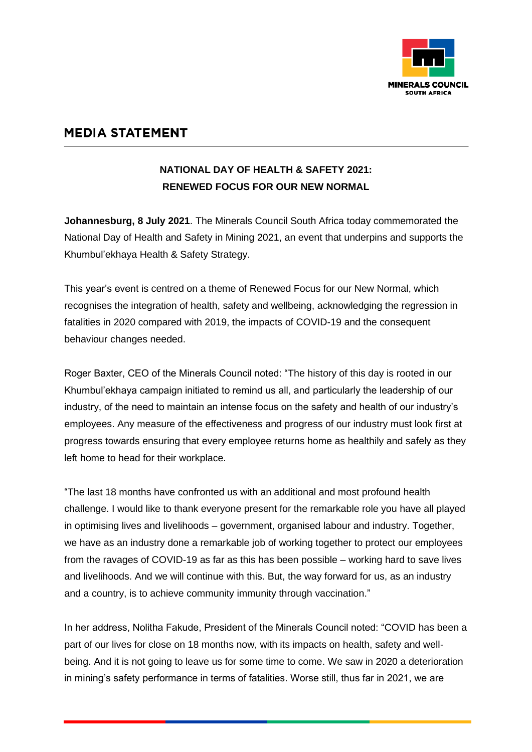# MEDIA STATEMENT

## NATIONAL DAY OF HEALTH & SAFETY 2021: RENEWED FOCUS FOR OUR NEW NORMAL

**Johannesburg, 8 July 2021**. The Minerals Council South Africa today commemorated the National Day of Health and Safety in Mining 2021, an event that underpins and supports the Khumbul'ekhaya Health & Safety Strategy.

This year's event is centred on a theme of Renewed Focus for our New Normal, which recognises the integration of health, safety and wellbeing, acknowledging the regression in fatalities in 2020 compared with 2019, the impacts of COVID-19 and the consequent behaviour changes needed.

Roger Baxter, CEO of the Minerals Council noted: "The history of this day is rooted in our Khumbul'ekhaya campaign initiated to remind us all, and particularly the leadership of our industry, of the need to maintain an intense focus on the safety and health of our industry's employees. Any measure of the effectiveness and progress of our industry must look first at progress towards ensuring that every employee returns home as healthily and safely as they left home to head for their workplace.

"The last 18 months have confronted us with an additional and most profound health challenge. I would like to thank everyone present for the remarkable role you have all played in optimising lives and livelihoods – government, organised labour and industry. Together, we have as an industry done a remarkable job of working together to protect our employees from the ravages of COVID-19 as far as this has been possible – working hard to save lives and livelihoods. And we will continue with this. But, the way forward for us, as an industry and a country, is to achieve community immunity through vaccination."

In her address, Nolitha Fakude, President of the Minerals Council noted: "COVID has been a part of our lives for close on 18 months now, with its impacts on health, safety and well-being. And it is not going to leave us for some time to come. We saw in 2020 a deterioration in mining's safety performance in terms of fatalities. Worse still, thus far in 2021, we are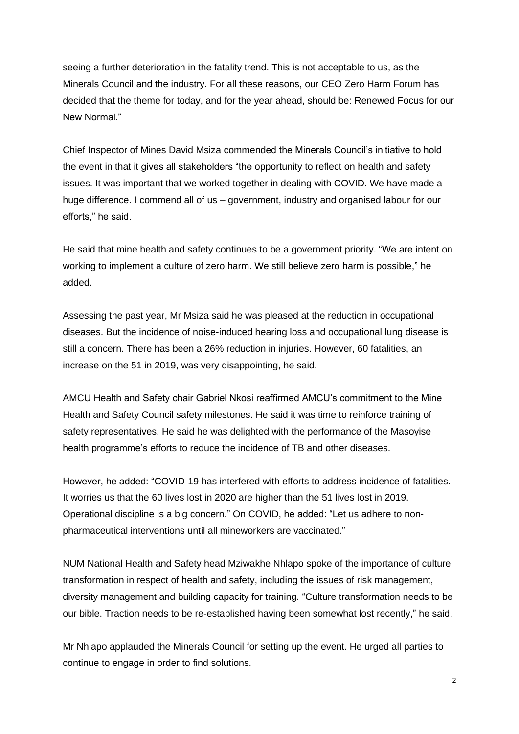seeing a further deterioration in the fatality trend. This is not acceptable to us, as the Minerals Council and the industry. For all these reasons, our CEO Zero Harm Forum has decided that the theme for today, and for the year ahead, should be: Renewed Focus for our New Normal."

Chief Inspector of Mines David Msiza commended the Minerals Council's initiative to hold the event in that it gives all stakeholders "the opportunity to reflect on health and safety issues. It was important that we worked together in dealing with COVID. We have made a huge difference. I commend all of us – government, industry and organised labour for our efforts," he said.

He said that mine health and safety continues to be a government priority. "We are intent on working to implement a culture of zero harm. We still believe zero harm is possible," he added.

Assessing the past year, Mr Msiza said he was pleased at the reduction in occupational diseases. But the incidence of noise-induced hearing loss and occupational lung disease is still a concern. There has been a 26% reduction in injuries. However, 60 fatalities, an increase on the 51 in 2019, was very disappointing, he said.

AMCU Health and Safety chair Gabriel Nkosi reaffirmed AMCU's commitment to the Mine Health and Safety Council safety milestones. He said it was time to reinforce training of safety representatives. He said he was delighted with the performance of the Masoyise health programme's efforts to reduce the incidence of TB and other diseases.

However, he added: "COVID-19 has interfered with efforts to address incidence of fatalities. It worries us that the 60 lives lost in 2020 are higher than the 51 lives lost in 2019. Operational discipline is a big concern." On COVID, he added: "Let us adhere to non-pharmaceutical interventions until all mineworkers are vaccinated."

NUM National Health and Safety head Mziwakhe Nhlapo spoke of the importance of culture transformation in respect of health and safety, including the issues of risk management, diversity management and building capacity for training. "Culture transformation needs to be our bible. Traction needs to be re-established having been somewhat lost recently," he said.

Mr Nhlapo applauded the Minerals Council for setting up the event. He urged all parties to continue to engage in order to find solutions.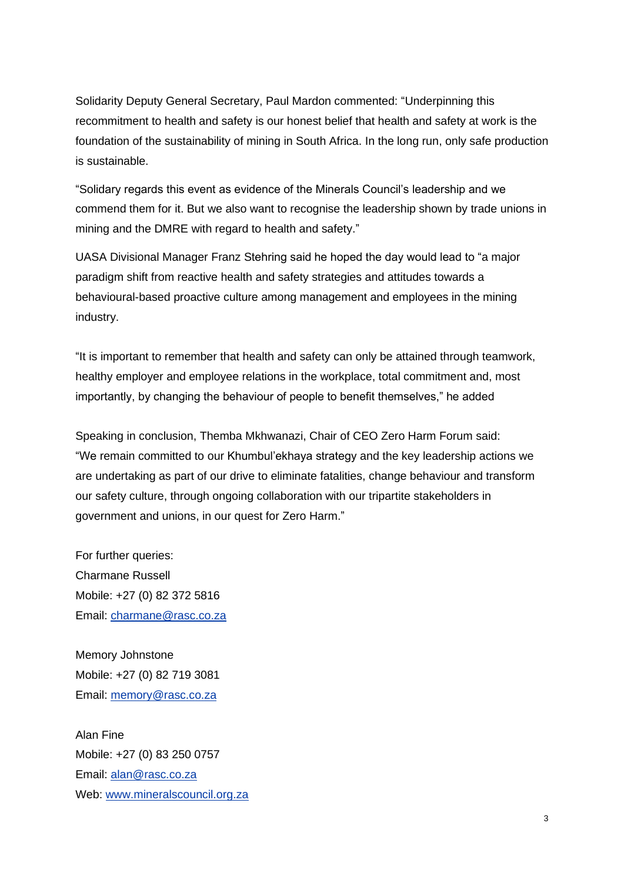Solidarity Deputy General Secretary, Paul Mardon commented: "Underpinning this recommitment to health and safety is our honest belief that health and safety at work is the foundation of the sustainability of mining in South Africa. In the long run, only safe production is sustainable.

"Solidary regards this event as evidence of the Minerals Council's leadership and we commend them for it. But we also want to recognise the leadership shown by trade unions in mining and the DMRE with regard to health and safety."

UASA Divisional Manager Franz Stehring said he hoped the day would lead to "a major paradigm shift from reactive health and safety strategies and attitudes towards a behavioural-based proactive culture among management and employees in the mining industry.

"It is important to remember that health and safety can only be attained through teamwork, healthy employer and employee relations in the workplace, total commitment and, most importantly, by changing the behaviour of people to benefit themselves," he added

Speaking in conclusion, Themba Mkhwanazi, Chair of CEO Zero Harm Forum said: "We remain committed to our Khumbul'ekhaya strategy and the key leadership actions we are undertaking as part of our drive to eliminate fatalities, change behaviour and transform our safety culture, through ongoing collaboration with our tripartite stakeholders in government and unions, in our quest for Zero Harm."

For further queries:
Charmane Russell
Mobile: +27 (0) 82 372 5816
Email: charmane@rasc.co.za

Memory Johnstone
Mobile: +27 (0) 82 719 3081
Email: memory@rasc.co.za

Alan Fine
Mobile: +27 (0) 83 250 0757
Email: alan@rasc.co.za
Web: www.mineralscouncil.org.za